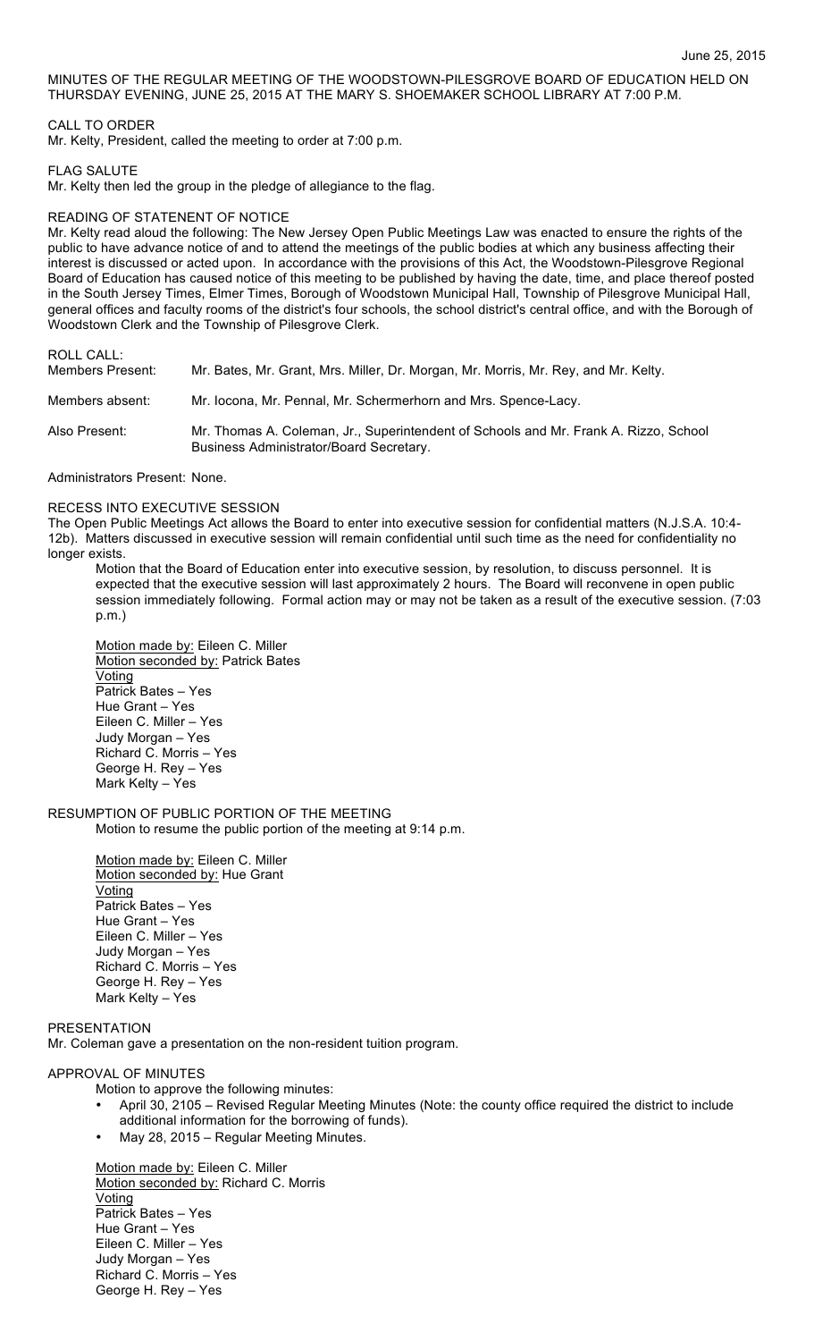MINUTES OF THE REGULAR MEETING OF THE WOODSTOWN-PILESGROVE BOARD OF EDUCATION HELD ON THURSDAY EVENING, JUNE 25, 2015 AT THE MARY S. SHOEMAKER SCHOOL LIBRARY AT 7:00 P.M.

CALL TO ORDER
Mr. Kelty, President, called the meeting to order at 7:00 p.m.

FLAG SALUTE
Mr. Kelty then led the group in the pledge of allegiance to the flag.

READING OF STATENENT OF NOTICE
Mr. Kelty read aloud the following: The New Jersey Open Public Meetings Law was enacted to ensure the rights of the public to have advance notice of and to attend the meetings of the public bodies at which any business affecting their interest is discussed or acted upon. In accordance with the provisions of this Act, the Woodstown-Pilesgrove Regional Board of Education has caused notice of this meeting to be published by having the date, time, and place thereof posted in the South Jersey Times, Elmer Times, Borough of Woodstown Municipal Hall, Township of Pilesgrove Municipal Hall, general offices and faculty rooms of the district's four schools, the school district's central office, and with the Borough of Woodstown Clerk and the Township of Pilesgrove Clerk.

ROLL CALL:

Members Present: Mr. Bates, Mr. Grant, Mrs. Miller, Dr. Morgan, Mr. Morris, Mr. Rey, and Mr. Kelty.

Members absent: Mr. Iocona, Mr. Pennal, Mr. Schermerhorn and Mrs. Spence-Lacy.

Also Present: Mr. Thomas A. Coleman, Jr., Superintendent of Schools and Mr. Frank A. Rizzo, School Business Administrator/Board Secretary.

Administrators Present: None.

RECESS INTO EXECUTIVE SESSION
The Open Public Meetings Act allows the Board to enter into executive session for confidential matters (N.J.S.A. 10:4-12b). Matters discussed in executive session will remain confidential until such time as the need for confidentiality no longer exists.

Motion that the Board of Education enter into executive session, by resolution, to discuss personnel. It is expected that the executive session will last approximately 2 hours. The Board will reconvene in open public session immediately following. Formal action may or may not be taken as a result of the executive session. (7:03 p.m.)

Motion made by: Eileen C. Miller
Motion seconded by: Patrick Bates
Voting
Patrick Bates – Yes
Hue Grant – Yes
Eileen C. Miller – Yes
Judy Morgan – Yes
Richard C. Morris – Yes
George H. Rey – Yes
Mark Kelty – Yes

RESUMPTION OF PUBLIC PORTION OF THE MEETING
Motion to resume the public portion of the meeting at 9:14 p.m.

Motion made by: Eileen C. Miller
Motion seconded by: Hue Grant
Voting
Patrick Bates – Yes
Hue Grant – Yes
Eileen C. Miller – Yes
Judy Morgan – Yes
Richard C. Morris – Yes
George H. Rey – Yes
Mark Kelty – Yes

PRESENTATION
Mr. Coleman gave a presentation on the non-resident tuition program.

APPROVAL OF MINUTES
Motion to approve the following minutes:

- April 30, 2105 – Revised Regular Meeting Minutes (Note: the county office required the district to include additional information for the borrowing of funds).
- May 28, 2015 – Regular Meeting Minutes.

Motion made by: Eileen C. Miller
Motion seconded by: Richard C. Morris
Voting
Patrick Bates – Yes
Hue Grant – Yes
Eileen C. Miller – Yes
Judy Morgan – Yes
Richard C. Morris – Yes
George H. Rey – Yes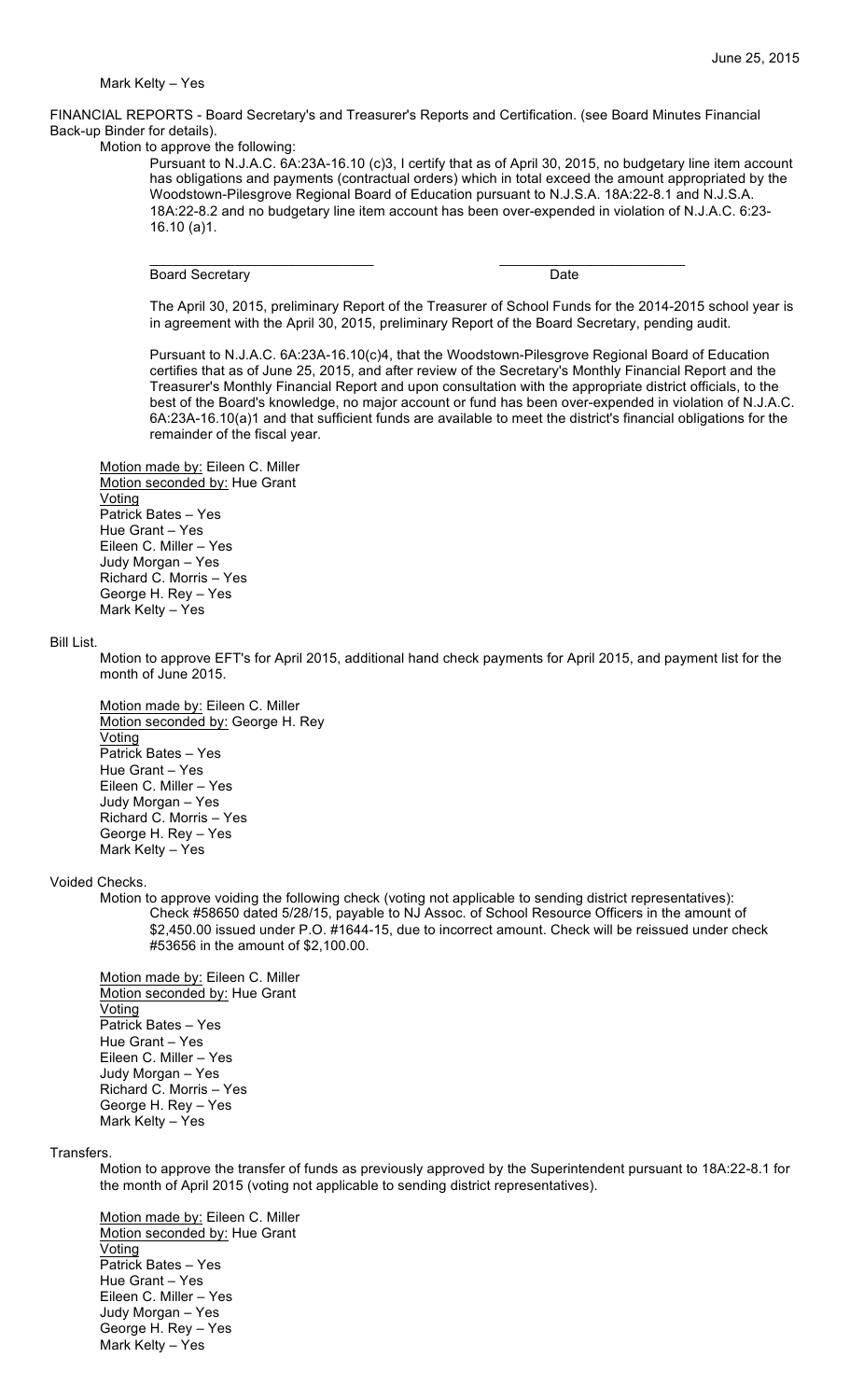Mark Kelty – Yes

FINANCIAL REPORTS - Board Secretary's and Treasurer's Reports and Certification. (see Board Minutes Financial Back-up Binder for details).

Motion to approve the following:

Pursuant to N.J.A.C. 6A:23A-16.10 (c)3, I certify that as of April 30, 2015, no budgetary line item account has obligations and payments (contractual orders) which in total exceed the amount appropriated by the Woodstown-Pilesgrove Regional Board of Education pursuant to N.J.S.A. 18A:22-8.1 and N.J.S.A. 18A:22-8.2 and no budgetary line item account has been over-expended in violation of N.J.A.C. 6:23-16.10 (a)1.

\_\_\_\_\_\_\_\_\_\_\_\_\_\_\_\_\_\_\_\_\_\_\_\_\_\_\_\_\_\_ \_\_\_\_\_\_\_\_\_\_\_\_\_\_\_\_\_\_\_\_\_\_\_\_\_\_
Board Secretary Date

The April 30, 2015, preliminary Report of the Treasurer of School Funds for the 2014-2015 school year is in agreement with the April 30, 2015, preliminary Report of the Board Secretary, pending audit.

Pursuant to N.J.A.C. 6A:23A-16.10(c)4, that the Woodstown-Pilesgrove Regional Board of Education certifies that as of June 25, 2015, and after review of the Secretary's Monthly Financial Report and the Treasurer's Monthly Financial Report and upon consultation with the appropriate district officials, to the best of the Board's knowledge, no major account or fund has been over-expended in violation of N.J.A.C. 6A:23A-16.10(a)1 and that sufficient funds are available to meet the district's financial obligations for the remainder of the fiscal year.

Motion made by: Eileen C. Miller
Motion seconded by: Hue Grant
Voting
Patrick Bates – Yes
Hue Grant – Yes
Eileen C. Miller – Yes
Judy Morgan – Yes
Richard C. Morris – Yes
George H. Rey – Yes
Mark Kelty – Yes

Bill List.

Motion to approve EFT's for April 2015, additional hand check payments for April 2015, and payment list for the month of June 2015.

Motion made by: Eileen C. Miller
Motion seconded by: George H. Rey
Voting
Patrick Bates – Yes
Hue Grant – Yes
Eileen C. Miller – Yes
Judy Morgan – Yes
Richard C. Morris – Yes
George H. Rey – Yes
Mark Kelty – Yes

Voided Checks.

Motion to approve voiding the following check (voting not applicable to sending district representatives):

Check #58650 dated 5/28/15, payable to NJ Assoc. of School Resource Officers in the amount of \$2,450.00 issued under P.O. #1644-15, due to incorrect amount. Check will be reissued under check #53656 in the amount of \$2,100.00.

Motion made by: Eileen C. Miller
Motion seconded by: Hue Grant
Voting
Patrick Bates – Yes
Hue Grant – Yes
Eileen C. Miller – Yes
Judy Morgan – Yes
Richard C. Morris – Yes
George H. Rey – Yes
Mark Kelty – Yes

Transfers.

Motion to approve the transfer of funds as previously approved by the Superintendent pursuant to 18A:22-8.1 for the month of April 2015 (voting not applicable to sending district representatives).

Motion made by: Eileen C. Miller
Motion seconded by: Hue Grant
Voting
Patrick Bates – Yes
Hue Grant – Yes
Eileen C. Miller – Yes
Judy Morgan – Yes
George H. Rey – Yes
Mark Kelty – Yes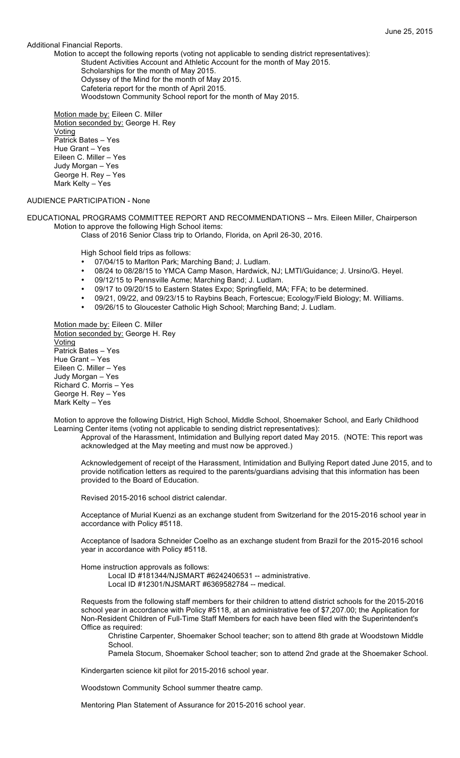Additional Financial Reports.

Motion to accept the following reports (voting not applicable to sending district representatives):

Student Activities Account and Athletic Account for the month of May 2015.
Scholarships for the month of May 2015.
Odyssey of the Mind for the month of May 2015.
Cafeteria report for the month of April 2015.
Woodstown Community School report for the month of May 2015.

Motion made by: Eileen C. Miller
Motion seconded by: George H. Rey
Voting
Patrick Bates – Yes
Hue Grant – Yes
Eileen C. Miller – Yes
Judy Morgan – Yes
George H. Rey – Yes
Mark Kelty – Yes

AUDIENCE PARTICIPATION - None

EDUCATIONAL PROGRAMS COMMITTEE REPORT AND RECOMMENDATIONS -- Mrs. Eileen Miller, Chairperson

Motion to approve the following High School items:

Class of 2016 Senior Class trip to Orlando, Florida, on April 26-30, 2016.

High School field trips as follows:

- 07/04/15 to Marlton Park; Marching Band; J. Ludlam.
- 08/24 to 08/28/15 to YMCA Camp Mason, Hardwick, NJ; LMTI/Guidance; J. Ursino/G. Heyel.
- 09/12/15 to Pennsville Acme; Marching Band; J. Ludlam.
- 09/17 to 09/20/15 to Eastern States Expo; Springfield, MA; FFA; to be determined.
- 09/21, 09/22, and 09/23/15 to Raybins Beach, Fortescue; Ecology/Field Biology; M. Williams.
- 09/26/15 to Gloucester Catholic High School; Marching Band; J. Ludlam.

Motion made by: Eileen C. Miller
Motion seconded by: George H. Rey
Voting
Patrick Bates – Yes
Hue Grant – Yes
Eileen C. Miller – Yes
Judy Morgan – Yes
Richard C. Morris – Yes
George H. Rey – Yes
Mark Kelty – Yes

Motion to approve the following District, High School, Middle School, Shoemaker School, and Early Childhood Learning Center items (voting not applicable to sending district representatives):

Approval of the Harassment, Intimidation and Bullying report dated May 2015. (NOTE: This report was acknowledged at the May meeting and must now be approved.)

Acknowledgement of receipt of the Harassment, Intimidation and Bullying Report dated June 2015, and to provide notification letters as required to the parents/guardians advising that this information has been provided to the Board of Education.

Revised 2015-2016 school district calendar.

Acceptance of Murial Kuenzi as an exchange student from Switzerland for the 2015-2016 school year in accordance with Policy #5118.

Acceptance of Isadora Schneider Coelho as an exchange student from Brazil for the 2015-2016 school year in accordance with Policy #5118.

Home instruction approvals as follows:

Local ID #181344/NJSMART #6242406531 -- administrative.
Local ID #12301/NJSMART #6369582784 -- medical.

Requests from the following staff members for their children to attend district schools for the 2015-2016 school year in accordance with Policy #5118, at an administrative fee of $7,207.00; the Application for Non-Resident Children of Full-Time Staff Members for each have been filed with the Superintendent's Office as required:

Christine Carpenter, Shoemaker School teacher; son to attend 8th grade at Woodstown Middle School.

Pamela Stocum, Shoemaker School teacher; son to attend 2nd grade at the Shoemaker School.

Kindergarten science kit pilot for 2015-2016 school year.

Woodstown Community School summer theatre camp.

Mentoring Plan Statement of Assurance for 2015-2016 school year.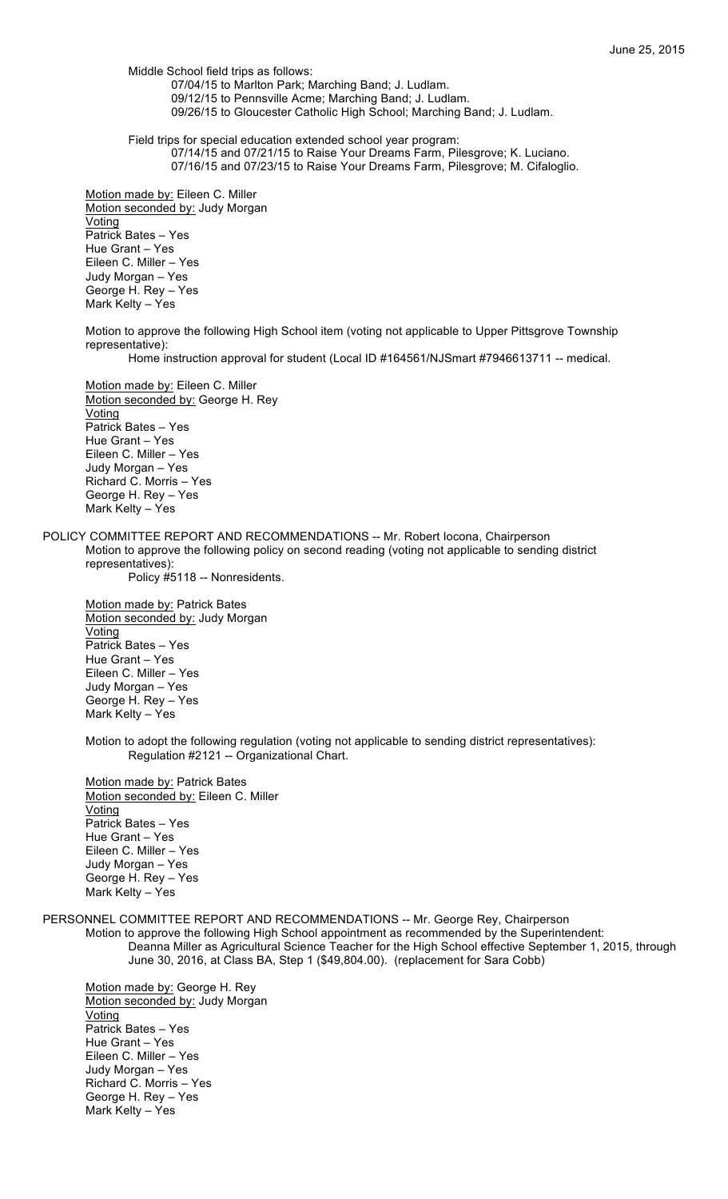Middle School field trips as follows:

07/04/15 to Marlton Park; Marching Band; J. Ludlam.
09/12/15 to Pennsville Acme; Marching Band; J. Ludlam.
09/26/15 to Gloucester Catholic High School; Marching Band; J. Ludlam.

Field trips for special education extended school year program:

07/14/15 and 07/21/15 to Raise Your Dreams Farm, Pilesgrove; K. Luciano.
07/16/15 and 07/23/15 to Raise Your Dreams Farm, Pilesgrove; M. Cifaloglio.

Motion made by: Eileen C. Miller
Motion seconded by: Judy Morgan
Voting
Patrick Bates – Yes
Hue Grant – Yes
Eileen C. Miller – Yes
Judy Morgan – Yes
George H. Rey – Yes
Mark Kelty – Yes

Motion to approve the following High School item (voting not applicable to Upper Pittsgrove Township representative):

Home instruction approval for student (Local ID #164561/NJSmart #7946613711 -- medical.

Motion made by: Eileen C. Miller
Motion seconded by: George H. Rey
Voting
Patrick Bates – Yes
Hue Grant – Yes
Eileen C. Miller – Yes
Judy Morgan – Yes
Richard C. Morris – Yes
George H. Rey – Yes
Mark Kelty – Yes

POLICY COMMITTEE REPORT AND RECOMMENDATIONS -- Mr. Robert Iocona, Chairperson

Motion to approve the following policy on second reading (voting not applicable to sending district representatives):

Policy #5118 -- Nonresidents.

Motion made by: Patrick Bates
Motion seconded by: Judy Morgan
Voting
Patrick Bates – Yes
Hue Grant – Yes
Eileen C. Miller – Yes
Judy Morgan – Yes
George H. Rey – Yes
Mark Kelty – Yes

Motion to adopt the following regulation (voting not applicable to sending district representatives):

Regulation #2121 -- Organizational Chart.

Motion made by: Patrick Bates
Motion seconded by: Eileen C. Miller
Voting
Patrick Bates – Yes
Hue Grant – Yes
Eileen C. Miller – Yes
Judy Morgan – Yes
George H. Rey – Yes
Mark Kelty – Yes

PERSONNEL COMMITTEE REPORT AND RECOMMENDATIONS -- Mr. George Rey, Chairperson

Motion to approve the following High School appointment as recommended by the Superintendent:

Deanna Miller as Agricultural Science Teacher for the High School effective September 1, 2015, through June 30, 2016, at Class BA, Step 1 ($49,804.00). (replacement for Sara Cobb)

Motion made by: George H. Rey
Motion seconded by: Judy Morgan
Voting
Patrick Bates – Yes
Hue Grant – Yes
Eileen C. Miller – Yes
Judy Morgan – Yes
Richard C. Morris – Yes
George H. Rey – Yes
Mark Kelty – Yes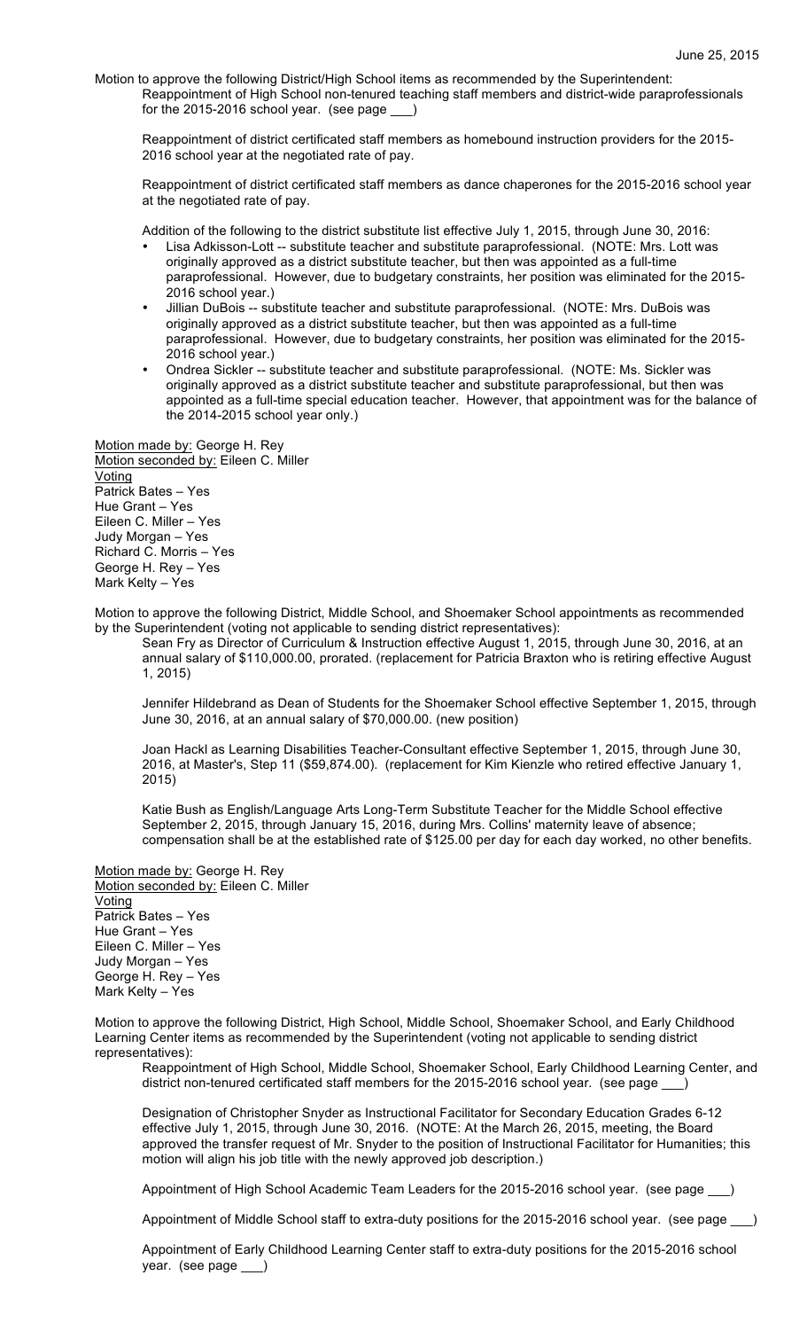Motion to approve the following District/High School items as recommended by the Superintendent:

Reappointment of High School non-tenured teaching staff members and district-wide paraprofessionals for the 2015-2016 school year. (see page ___)

Reappointment of district certificated staff members as homebound instruction providers for the 2015-2016 school year at the negotiated rate of pay.

Reappointment of district certificated staff members as dance chaperones for the 2015-2016 school year at the negotiated rate of pay.

Addition of the following to the district substitute list effective July 1, 2015, through June 30, 2016:

- Lisa Adkisson-Lott -- substitute teacher and substitute paraprofessional. (NOTE: Mrs. Lott was originally approved as a district substitute teacher, but then was appointed as a full-time paraprofessional. However, due to budgetary constraints, her position was eliminated for the 2015-2016 school year.)
- Jillian DuBois -- substitute teacher and substitute paraprofessional. (NOTE: Mrs. DuBois was originally approved as a district substitute teacher, but then was appointed as a full-time paraprofessional. However, due to budgetary constraints, her position was eliminated for the 2015-2016 school year.)
- Ondrea Sickler -- substitute teacher and substitute paraprofessional. (NOTE: Ms. Sickler was originally approved as a district substitute teacher and substitute paraprofessional, but then was appointed as a full-time special education teacher. However, that appointment was for the balance of the 2014-2015 school year only.)

Motion made by: George H. Rey
Motion seconded by: Eileen C. Miller
Voting
Patrick Bates – Yes
Hue Grant – Yes
Eileen C. Miller – Yes
Judy Morgan – Yes
Richard C. Morris – Yes
George H. Rey – Yes
Mark Kelty – Yes

Motion to approve the following District, Middle School, and Shoemaker School appointments as recommended by the Superintendent (voting not applicable to sending district representatives):

Sean Fry as Director of Curriculum & Instruction effective August 1, 2015, through June 30, 2016, at an annual salary of $110,000.00, prorated. (replacement for Patricia Braxton who is retiring effective August 1, 2015)

Jennifer Hildebrand as Dean of Students for the Shoemaker School effective September 1, 2015, through June 30, 2016, at an annual salary of $70,000.00. (new position)

Joan Hackl as Learning Disabilities Teacher-Consultant effective September 1, 2015, through June 30, 2016, at Master's, Step 11 ($59,874.00). (replacement for Kim Kienzle who retired effective January 1, 2015)

Katie Bush as English/Language Arts Long-Term Substitute Teacher for the Middle School effective September 2, 2015, through January 15, 2016, during Mrs. Collins' maternity leave of absence; compensation shall be at the established rate of $125.00 per day for each day worked, no other benefits.

Motion made by: George H. Rey
Motion seconded by: Eileen C. Miller
Voting
Patrick Bates – Yes
Hue Grant – Yes
Eileen C. Miller – Yes
Judy Morgan – Yes
George H. Rey – Yes
Mark Kelty – Yes

Motion to approve the following District, High School, Middle School, Shoemaker School, and Early Childhood Learning Center items as recommended by the Superintendent (voting not applicable to sending district representatives):

Reappointment of High School, Middle School, Shoemaker School, Early Childhood Learning Center, and district non-tenured certificated staff members for the 2015-2016 school year. (see page ___)

Designation of Christopher Snyder as Instructional Facilitator for Secondary Education Grades 6-12 effective July 1, 2015, through June 30, 2016. (NOTE: At the March 26, 2015, meeting, the Board approved the transfer request of Mr. Snyder to the position of Instructional Facilitator for Humanities; this motion will align his job title with the newly approved job description.)

Appointment of High School Academic Team Leaders for the 2015-2016 school year. (see page ___)

Appointment of Middle School staff to extra-duty positions for the 2015-2016 school year. (see page ___)

Appointment of Early Childhood Learning Center staff to extra-duty positions for the 2015-2016 school year. (see page ___)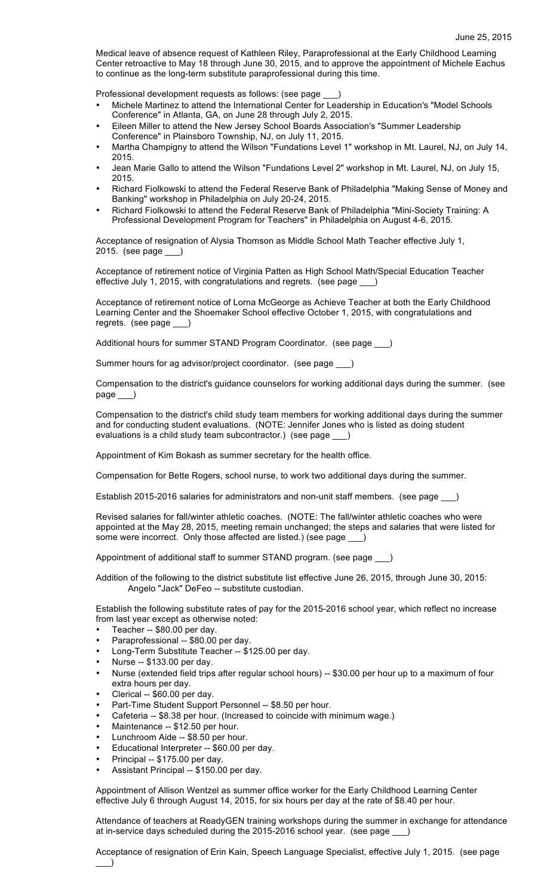Medical leave of absence request of Kathleen Riley, Paraprofessional at the Early Childhood Learning Center retroactive to May 18 through June 30, 2015, and to approve the appointment of Michele Eachus to continue as the long-term substitute paraprofessional during this time.

Professional development requests as follows: (see page ___)

- Michele Martinez to attend the International Center for Leadership in Education's "Model Schools Conference" in Atlanta, GA, on June 28 through July 2, 2015.
- Eileen Miller to attend the New Jersey School Boards Association's "Summer Leadership Conference" in Plainsboro Township, NJ, on July 11, 2015.
- Martha Champigny to attend the Wilson "Fundations Level 1" workshop in Mt. Laurel, NJ, on July 14, 2015.
- Jean Marie Gallo to attend the Wilson "Fundations Level 2" workshop in Mt. Laurel, NJ, on July 15, 2015.
- Richard Fiolkowski to attend the Federal Reserve Bank of Philadelphia "Making Sense of Money and Banking" workshop in Philadelphia on July 20-24, 2015.
- Richard Fiolkowski to attend the Federal Reserve Bank of Philadelphia "Mini-Society Training: A Professional Development Program for Teachers" in Philadelphia on August 4-6, 2015.

Acceptance of resignation of Alysia Thomson as Middle School Math Teacher effective July 1, 2015. (see page ___)

Acceptance of retirement notice of Virginia Patten as High School Math/Special Education Teacher effective July 1, 2015, with congratulations and regrets. (see page ___)

Acceptance of retirement notice of Lorna McGeorge as Achieve Teacher at both the Early Childhood Learning Center and the Shoemaker School effective October 1, 2015, with congratulations and regrets. (see page ___)

Additional hours for summer STAND Program Coordinator. (see page ___)

Summer hours for ag advisor/project coordinator. (see page ___)

Compensation to the district's guidance counselors for working additional days during the summer. (see page ___)

Compensation to the district's child study team members for working additional days during the summer and for conducting student evaluations. (NOTE: Jennifer Jones who is listed as doing student evaluations is a child study team subcontractor.) (see page ___)

Appointment of Kim Bokash as summer secretary for the health office.

Compensation for Bette Rogers, school nurse, to work two additional days during the summer.

Establish 2015-2016 salaries for administrators and non-unit staff members. (see page ___)

Revised salaries for fall/winter athletic coaches. (NOTE: The fall/winter athletic coaches who were appointed at the May 28, 2015, meeting remain unchanged; the steps and salaries that were listed for some were incorrect. Only those affected are listed.) (see page ___)

Appointment of additional staff to summer STAND program. (see page ___)

Addition of the following to the district substitute list effective June 26, 2015, through June 30, 2015:
Angelo "Jack" DeFeo -- substitute custodian.

Establish the following substitute rates of pay for the 2015-2016 school year, which reflect no increase from last year except as otherwise noted:

- Teacher -- $80.00 per day.
- Paraprofessional -- $80.00 per day.
- Long-Term Substitute Teacher -- $125.00 per day.
- Nurse -- $133.00 per day.
- Nurse (extended field trips after regular school hours) -- $30.00 per hour up to a maximum of four extra hours per day.
- Clerical -- $60.00 per day.
- Part-Time Student Support Personnel -- $8.50 per hour.
- Cafeteria -- $8.38 per hour. (Increased to coincide with minimum wage.)
- Maintenance -- $12.50 per hour.
- Lunchroom Aide -- $8.50 per hour.
- Educational Interpreter -- $60.00 per day.
- Principal -- $175.00 per day.
- Assistant Principal -- $150.00 per day.

Appointment of Allison Wentzel as summer office worker for the Early Childhood Learning Center effective July 6 through August 14, 2015, for six hours per day at the rate of $8.40 per hour.

Attendance of teachers at ReadyGEN training workshops during the summer in exchange for attendance at in-service days scheduled during the 2015-2016 school year. (see page ___)

Acceptance of resignation of Erin Kain, Speech Language Specialist, effective July 1, 2015. (see page ___)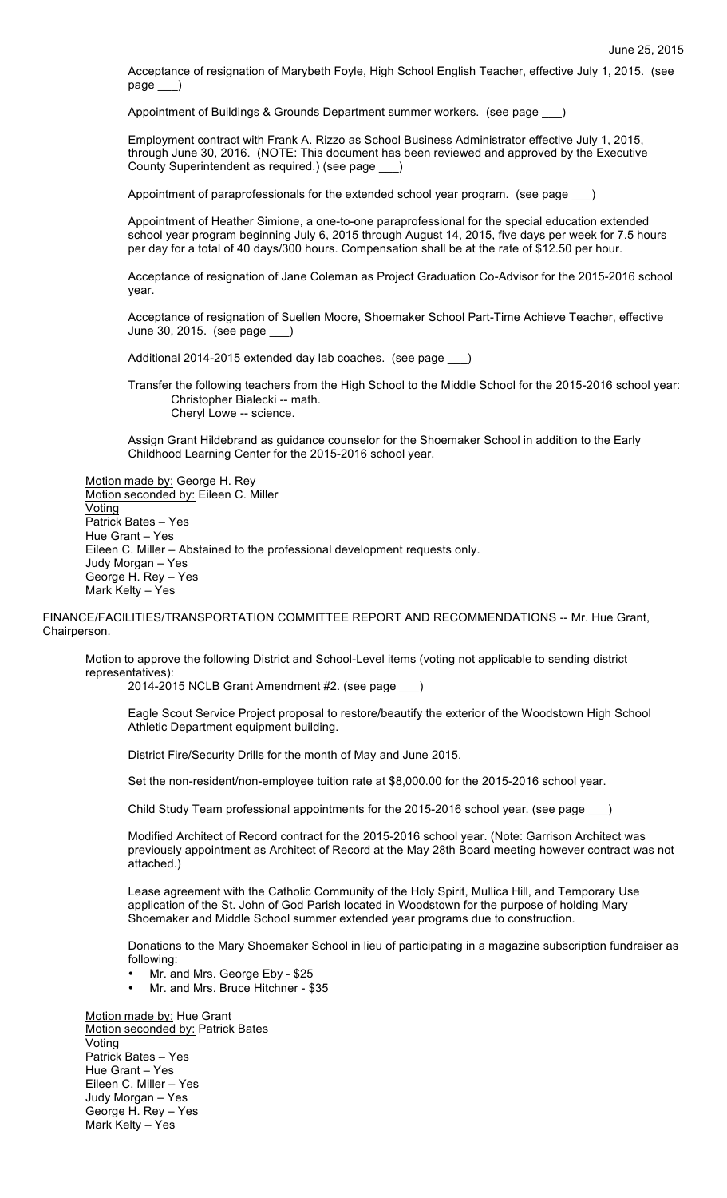Acceptance of resignation of Marybeth Foyle, High School English Teacher, effective July 1, 2015. (see page ___)

Appointment of Buildings & Grounds Department summer workers. (see page ___)

Employment contract with Frank A. Rizzo as School Business Administrator effective July 1, 2015, through June 30, 2016. (NOTE: This document has been reviewed and approved by the Executive County Superintendent as required.) (see page ___)

Appointment of paraprofessionals for the extended school year program. (see page ___)

Appointment of Heather Simione, a one-to-one paraprofessional for the special education extended school year program beginning July 6, 2015 through August 14, 2015, five days per week for 7.5 hours per day for a total of 40 days/300 hours. Compensation shall be at the rate of $12.50 per hour.

Acceptance of resignation of Jane Coleman as Project Graduation Co-Advisor for the 2015-2016 school year.

Acceptance of resignation of Suellen Moore, Shoemaker School Part-Time Achieve Teacher, effective June 30, 2015. (see page ___)

Additional 2014-2015 extended day lab coaches. (see page ___)

Transfer the following teachers from the High School to the Middle School for the 2015-2016 school year:
Christopher Bialecki -- math.
Cheryl Lowe -- science.

Assign Grant Hildebrand as guidance counselor for the Shoemaker School in addition to the Early Childhood Learning Center for the 2015-2016 school year.

Motion made by: George H. Rey
Motion seconded by: Eileen C. Miller
Voting
Patrick Bates – Yes
Hue Grant – Yes
Eileen C. Miller – Abstained to the professional development requests only.
Judy Morgan – Yes
George H. Rey – Yes
Mark Kelty – Yes

FINANCE/FACILITIES/TRANSPORTATION COMMITTEE REPORT AND RECOMMENDATIONS -- Mr. Hue Grant, Chairperson.

Motion to approve the following District and School-Level items (voting not applicable to sending district representatives):

2014-2015 NCLB Grant Amendment #2. (see page ___)

Eagle Scout Service Project proposal to restore/beautify the exterior of the Woodstown High School Athletic Department equipment building.

District Fire/Security Drills for the month of May and June 2015.

Set the non-resident/non-employee tuition rate at $8,000.00 for the 2015-2016 school year.

Child Study Team professional appointments for the 2015-2016 school year. (see page ___)

Modified Architect of Record contract for the 2015-2016 school year. (Note: Garrison Architect was previously appointment as Architect of Record at the May 28th Board meeting however contract was not attached.)

Lease agreement with the Catholic Community of the Holy Spirit, Mullica Hill, and Temporary Use application of the St. John of God Parish located in Woodstown for the purpose of holding Mary Shoemaker and Middle School summer extended year programs due to construction.

Donations to the Mary Shoemaker School in lieu of participating in a magazine subscription fundraiser as following:

- Mr. and Mrs. George Eby - $25
- Mr. and Mrs. Bruce Hitchner - $35

Motion made by: Hue Grant
Motion seconded by: Patrick Bates
Voting
Patrick Bates – Yes
Hue Grant – Yes
Eileen C. Miller – Yes
Judy Morgan – Yes
George H. Rey – Yes
Mark Kelty – Yes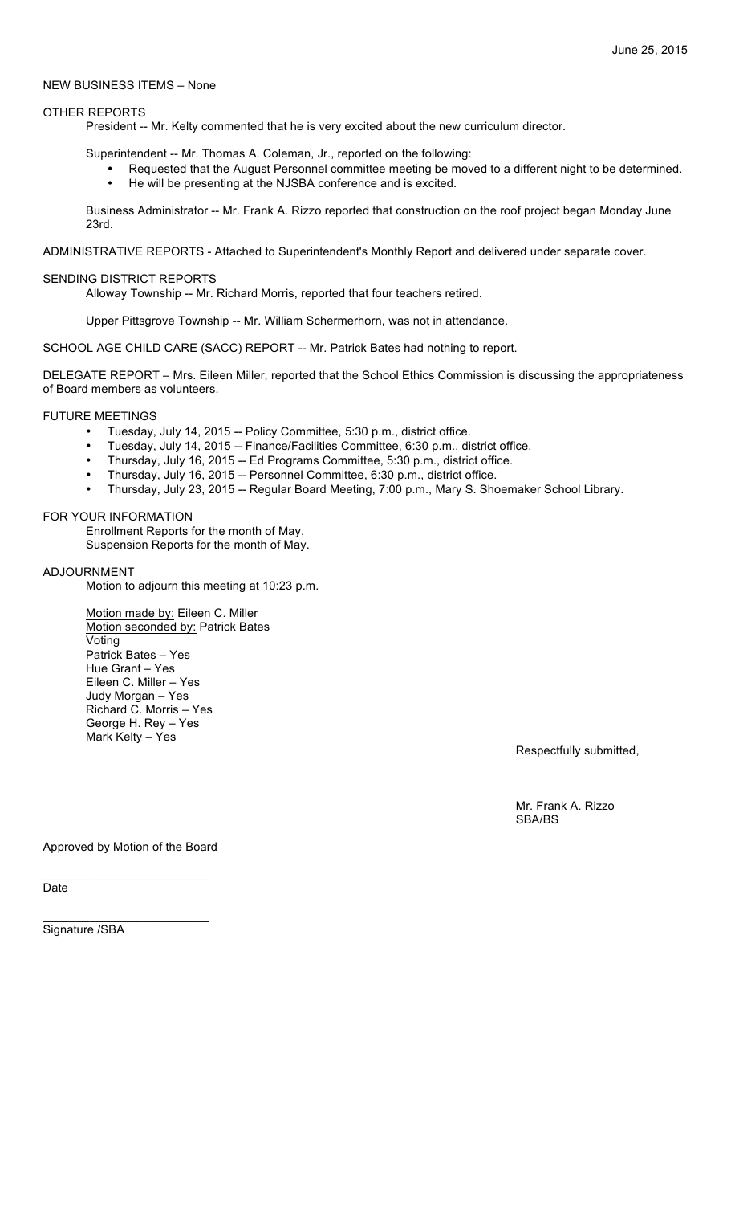June 25, 2015

NEW BUSINESS ITEMS – None

OTHER REPORTS

President -- Mr. Kelty commented that he is very excited about the new curriculum director.

Superintendent -- Mr. Thomas A. Coleman, Jr., reported on the following:

- Requested that the August Personnel committee meeting be moved to a different night to be determined.
- He will be presenting at the NJSBA conference and is excited.

Business Administrator -- Mr. Frank A. Rizzo reported that construction on the roof project began Monday June 23rd.

ADMINISTRATIVE REPORTS - Attached to Superintendent's Monthly Report and delivered under separate cover.

SENDING DISTRICT REPORTS

Alloway Township -- Mr. Richard Morris, reported that four teachers retired.

Upper Pittsgrove Township -- Mr. William Schermerhorn, was not in attendance.

SCHOOL AGE CHILD CARE (SACC) REPORT -- Mr. Patrick Bates had nothing to report.

DELEGATE REPORT – Mrs. Eileen Miller, reported that the School Ethics Commission is discussing the appropriateness of Board members as volunteers.

FUTURE MEETINGS

- Tuesday, July 14, 2015 -- Policy Committee, 5:30 p.m., district office.
- Tuesday, July 14, 2015 -- Finance/Facilities Committee, 6:30 p.m., district office.
- Thursday, July 16, 2015 -- Ed Programs Committee, 5:30 p.m., district office.
- Thursday, July 16, 2015 -- Personnel Committee, 6:30 p.m., district office.
- Thursday, July 23, 2015 -- Regular Board Meeting, 7:00 p.m., Mary S. Shoemaker School Library.

FOR YOUR INFORMATION

Enrollment Reports for the month of May.
Suspension Reports for the month of May.

ADJOURNMENT

Motion to adjourn this meeting at 10:23 p.m.

Motion made by: Eileen C. Miller
Motion seconded by: Patrick Bates
Voting
Patrick Bates – Yes
Hue Grant – Yes
Eileen C. Miller – Yes
Judy Morgan – Yes
Richard C. Morris – Yes
George H. Rey – Yes
Mark Kelty – Yes

Respectfully submitted,

Mr. Frank A. Rizzo
SBA/BS

Approved by Motion of the Board

\_\_\_\_\_\_\_\_\_\_\_\_\_\_\_\_\_\_\_\_\_\_\_\_\_
Date

\_\_\_\_\_\_\_\_\_\_\_\_\_\_\_\_\_\_\_\_\_\_\_\_\_
Signature /SBA